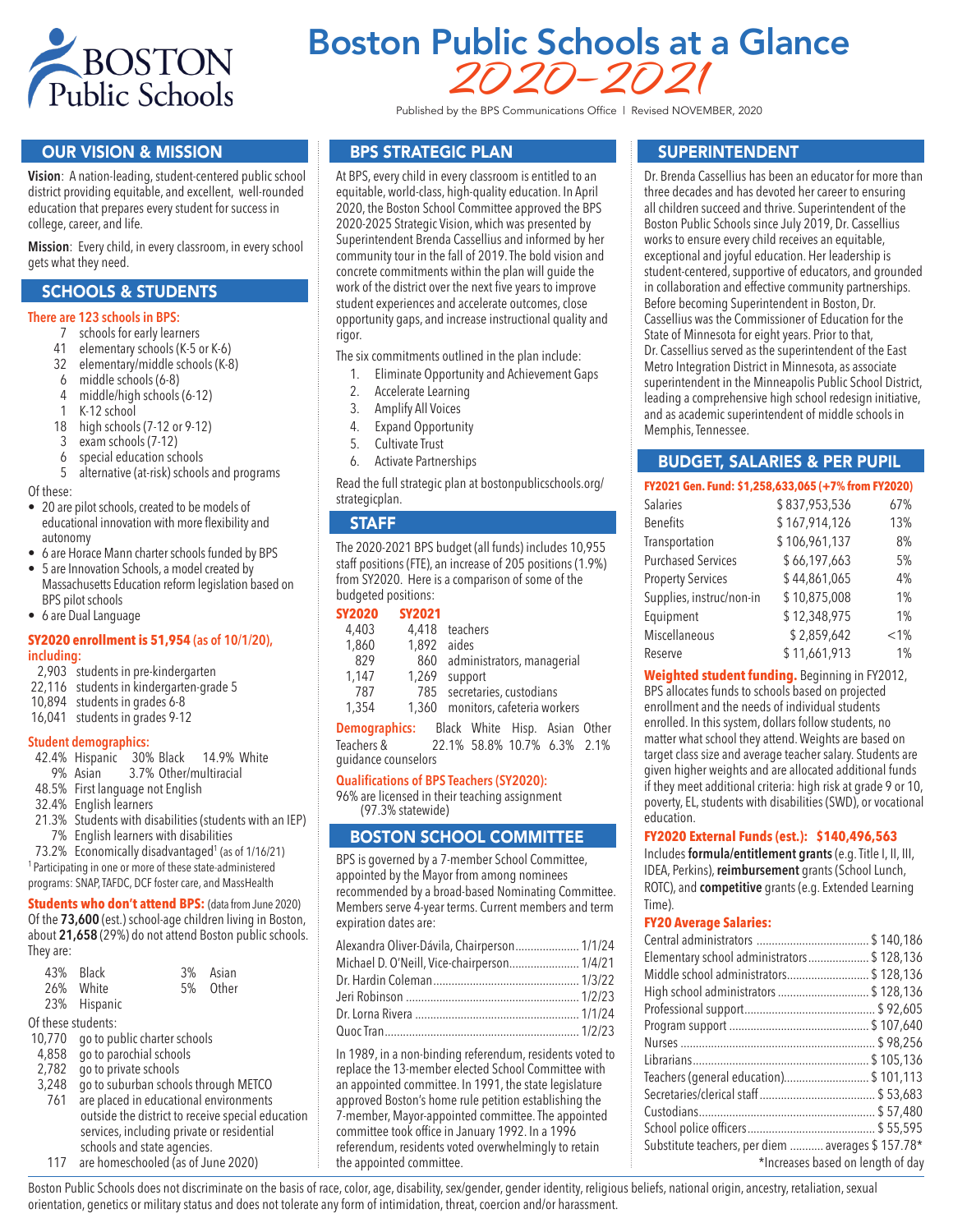# Boston Public Schools at a Glance 2020-2021

Published by the BPS Communications Office | Revised NOVEMBER, 2020

## OUR VISION & MISSION

**Vision**: A nation-leading, student-centered public school district providing equitable, and excellent, well-rounded education that prepares every student for success in college, career, and life.

**Mission**: Every child, in every classroom, in every school gets what they need.

## SCHOOLS & STUDENTS

**There are 123 schools in BPS:**

- 7 schools for early learners
- 41 elementary schools (K-5 or K-6)
- 32 elementary/middle schools (K-8)
- 6 middle schools (6-8)
- 4 middle/high schools (6-12)
- 1 K-12 school
- 18 high schools (7-12 or 9-12)
- 3 exam schools (7-12)
- 6 special education schools
- 5 alternative (at-risk) schools and programs

Of these:

- 20 are pilot schools, created to be models of educational innovation with more flexibility and autonomy
- 6 are Horace Mann charter schools funded by BPS
- 5 are Innovation Schools, a model created by Massachusetts Education reform legislation based on BPS pilot schools
- 6 are Dual Language

**SY2020 enrollment is 51,954 (as of 10/1/20), including:**

- 2,903 students in pre-kindergarten
- 22,116 students in kindergarten-grade 5
- 10,894 students in grades 6-8
- 16,041 students in grades 9-12

**Student demographics:**

- 42.4% Hispanic
- 30% Black
- 14.9% White
- 9% Asian
- 3.7% Other/multiracial
- 48.5% First language not English
- 32.4% English learners
- 21.3% Students with disabilities (students with an IEP)
- 7% English learners with disabilities
- 73.2% Economically disadvantaged[1] (as of 1/16/21)

[1] Participating in one or more of these state-administered programs: SNAP, TAFDC, DCF foster care, and MassHealth

**Students who don't attend BPS:** (data from June 2020)
Of the **73,600** (est.) school-age children living in Boston, about **21,658** (29%) do not attend Boston public schools. They are:

- 43% Black
- 26% White
- 23% Hispanic
- 3% Asian
- 5% Other

Of these students:

- 10,770 go to public charter schools
- 4,858 go to parochial schools
- 2,782 go to private schools
- 3,248 go to suburban schools through METCO
- 761 are placed in educational environments outside the district to receive special education services, including private or residential schools and state agencies.
- 117 are homeschooled (as of June 2020)

## BPS STRATEGIC PLAN

At BPS, every child in every classroom is entitled to an equitable, world-class, high-quality education. In April 2020, the Boston School Committee approved the BPS 2020-2025 Strategic Vision, which was presented by Superintendent Brenda Cassellius and informed by her community tour in the fall of 2019. The bold vision and concrete commitments within the plan will guide the work of the district over the next five years to improve student experiences and accelerate outcomes, close opportunity gaps, and increase instructional quality and rigor.

The six commitments outlined in the plan include:

1. Eliminate Opportunity and Achievement Gaps
2. Accelerate Learning
3. Amplify All Voices
4. Expand Opportunity
5. Cultivate Trust
6. Activate Partnerships

Read the full strategic plan at bostonpublicschools.org/strategicplan.

## STAFF

The 2020-2021 BPS budget (all funds) includes 10,955 staff positions (FTE), an increase of 205 positions (1.9%) from SY2020. Here is a comparison of some of the budgeted positions:

| SY2020 | SY2021 | |
|---|---|---|
| 4,403 | 4,418 | teachers |
| 1,860 | 1,892 | aides |
| 829 | 860 | administrators, managerial |
| 1,147 | 1,269 | support |
| 787 | 785 | secretaries, custodians |
| 1,354 | 1,360 | monitors, cafeteria workers |

| Demographics: | Black | White | Hisp. | Asian | Other |
|---|---|---|---|---|---|
| Teachers & guidance counselors | 22.1% | 58.8% | 10.7% | 6.3% | 2.1% |

**Qualifications of BPS Teachers (SY2020):**
96% are licensed in their teaching assignment (97.3% statewide)

## BOSTON SCHOOL COMMITTEE

BPS is governed by a 7-member School Committee, appointed by the Mayor from among nominees recommended by a broad-based Nominating Committee. Members serve 4-year terms. Current members and term expiration dates are:

| Member | Term Expiration |
|---|---|
| Alexandra Oliver-Dávila, Chairperson | 1/1/24 |
| Michael D. O'Neill, Vice-chairperson | 1/4/21 |
| Dr. Hardin Coleman | 1/3/22 |
| Jeri Robinson | 1/2/23 |
| Dr. Lorna Rivera | 1/1/24 |
| Quoc Tran | 1/2/23 |

In 1989, in a non-binding referendum, residents voted to replace the 13-member elected School Committee with an appointed committee. In 1991, the state legislature approved Boston's home rule petition establishing the 7-member, Mayor-appointed committee. The appointed committee took office in January 1992. In a 1996 referendum, residents voted overwhelmingly to retain the appointed committee.

## SUPERINTENDENT

Dr. Brenda Cassellius has been an educator for more than three decades and has devoted her career to ensuring all children succeed and thrive. Superintendent of the Boston Public Schools since July 2019, Dr. Cassellius works to ensure every child receives an equitable, exceptional and joyful education. Her leadership is student-centered, supportive of educators, and grounded in collaboration and effective community partnerships. Before becoming Superintendent in Boston, Dr. Cassellius was the Commissioner of Education for the State of Minnesota for eight years. Prior to that, Dr. Cassellius served as the superintendent of the East Metro Integration District in Minnesota, as associate superintendent in the Minneapolis Public School District, leading a comprehensive high school redesign initiative, and as academic superintendent of middle schools in Memphis, Tennessee.

## BUDGET, SALARIES & PER PUPIL

**FY2021 Gen. Fund: $1,258,633,065 (+7% from FY2020)**

| Category | Amount | % |
|---|---|---|
| Salaries | $ 837,953,536 | 67% |
| Benefits | $ 167,914,126 | 13% |
| Transportation | $ 106,961,137 | 8% |
| Purchased Services | $ 66,197,663 | 5% |
| Property Services | $ 44,861,065 | 4% |
| Supplies, instruc/non-in | $ 10,875,008 | 1% |
| Equipment | $ 12,348,975 | 1% |
| Miscellaneous | $ 2,859,642 | <1% |
| Reserve | $ 11,661,913 | 1% |

**Weighted student funding.** Beginning in FY2012, BPS allocates funds to schools based on projected enrollment and the needs of individual students enrolled. In this system, dollars follow students, no matter what school they attend. Weights are based on target class size and average teacher salary. Students are given higher weights and are allocated additional funds if they meet additional criteria: high risk at grade 9 or 10, poverty, EL, students with disabilities (SWD), or vocational education.

**FY2020 External Funds (est.): $140,496,563**
Includes **formula/entitlement grants** (e.g. Title I, II, III, IDEA, Perkins), **reimbursement** grants (School Lunch, ROTC), and **competitive** grants (e.g. Extended Learning Time).

**FY20 Average Salaries:**

| Position | Salary |
|---|---|
| Central administrators | $ 140,186 |
| Elementary school administrators | $ 128,136 |
| Middle school administrators | $ 128,136 |
| High school administrators | $ 128,136 |
| Professional support | $ 92,605 |
| Program support | $ 107,640 |
| Nurses | $ 98,256 |
| Librarians | $ 105,136 |
| Teachers (general education) | $ 101,113 |
| Secretaries/clerical staff | $ 53,683 |
| Custodians | $ 57,480 |
| School police officers | $ 55,595 |
| Substitute teachers, per diem | averages $ 157.78* |

*Increases based on length of day

Boston Public Schools does not discriminate on the basis of race, color, age, disability, sex/gender, gender identity, religious beliefs, national origin, ancestry, retaliation, sexual orientation, genetics or military status and does not tolerate any form of intimidation, threat, coercion and/or harassment.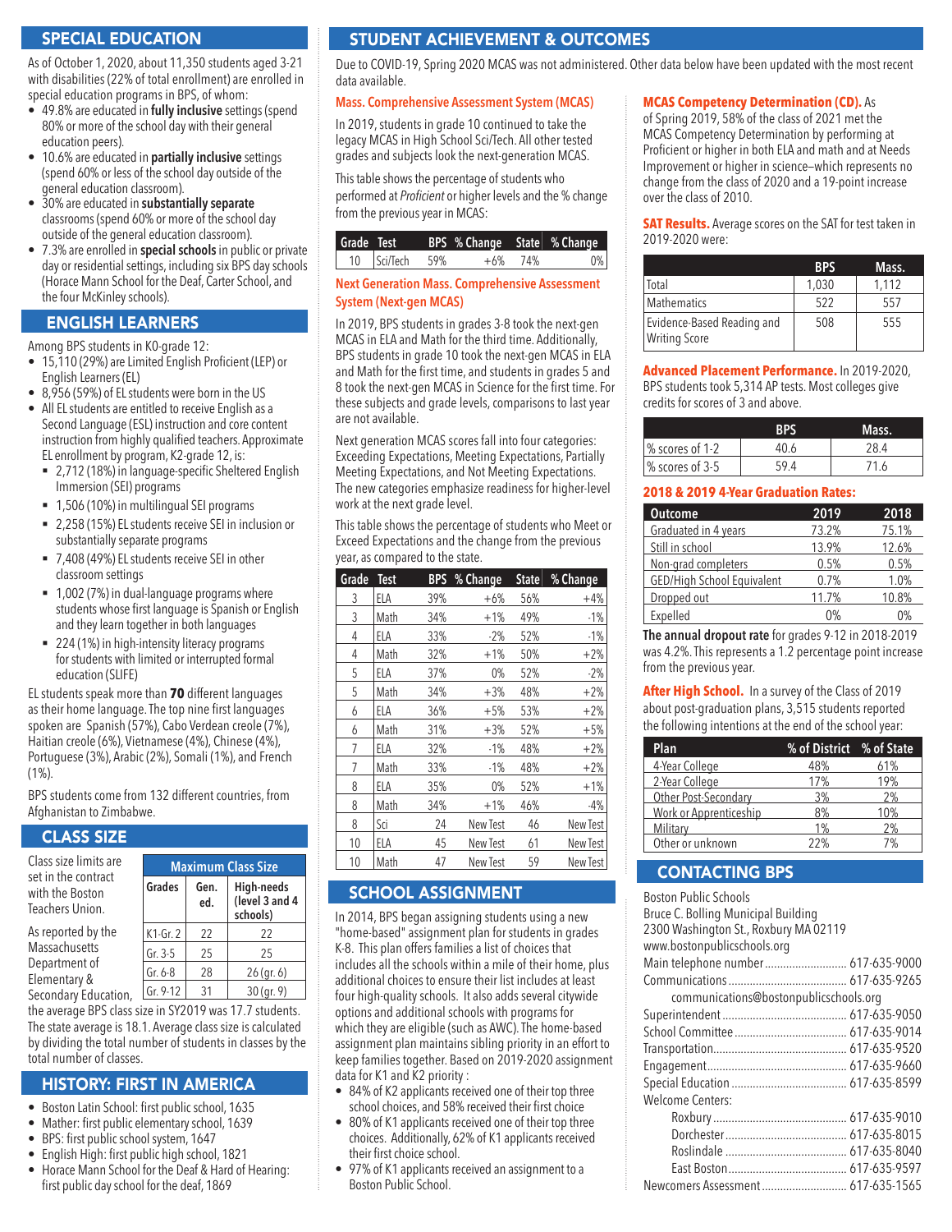## SPECIAL EDUCATION

As of October 1, 2020, about 11,350 students aged 3-21 with disabilities (22% of total enrollment) are enrolled in special education programs in BPS, of whom:

- 49.8% are educated in **fully inclusive** settings (spend 80% or more of the school day with their general education peers).
- 10.6% are educated in **partially inclusive** settings (spend 60% or less of the school day outside of the general education classroom).
- 30% are educated in **substantially separate** classrooms (spend 60% or more of the school day outside of the general education classroom).
- 7.3% are enrolled in **special schools** in public or private day or residential settings, including six BPS day schools (Horace Mann School for the Deaf, Carter School, and the four McKinley schools).

## ENGLISH LEARNERS

Among BPS students in K0-grade 12:

- 15,110 (29%) are Limited English Proficient (LEP) or English Learners (EL)
- 8,956 (59%) of EL students were born in the US
- All EL students are entitled to receive English as a Second Language (ESL) instruction and core content instruction from highly qualified teachers. Approximate EL enrollment by program, K2-grade 12, is:
  - 2,712 (18%) in language-specific Sheltered English Immersion (SEI) programs
  - 1,506 (10%) in multilingual SEI programs
  - 2,258 (15%) EL students receive SEI in inclusion or substantially separate programs
  - 7,408 (49%) EL students receive SEI in other classroom settings
  - 1,002 (7%) in dual-language programs where students whose first language is Spanish or English and they learn together in both languages
  - 224 (1%) in high-intensity literacy programs for students with limited or interrupted formal education (SLIFE)

EL students speak more than **70** different languages as their home language. The top nine first languages spoken are Spanish (57%), Cabo Verdean creole (7%), Haitian creole (6%), Vietnamese (4%), Chinese (4%), Portuguese (3%), Arabic (2%), Somali (1%), and French (1%).

BPS students come from 132 different countries, from Afghanistan to Zimbabwe.

## CLASS SIZE

Class size limits are set in the contract with the Boston Teachers Union.

| Maximum Class Size | | |
|---|---|---|
| Grades | Gen. ed. | High-needs (level 3 and 4 schools) |
| K1-Gr. 2 | 22 | 22 |
| Gr. 3-5 | 25 | 25 |
| Gr. 6-8 | 28 | 26 (gr. 6) |
| Gr. 9-12 | 31 | 30 (gr. 9) |

As reported by the Massachusetts Department of Elementary & Secondary Education, the average BPS class size in SY2019 was 17.7 students. The state average is 18.1. Average class size is calculated by dividing the total number of students in classes by the total number of classes.

## HISTORY: FIRST IN AMERICA

- Boston Latin School: first public school, 1635
- Mather: first public elementary school, 1639
- BPS: first public school system, 1647
- English High: first public high school, 1821
- Horace Mann School for the Deaf & Hard of Hearing: first public day school for the deaf, 1869

## STUDENT ACHIEVEMENT & OUTCOMES

Due to COVID-19, Spring 2020 MCAS was not administered. Other data below have been updated with the most recent data available.

### Mass. Comprehensive Assessment System (MCAS)

In 2019, students in grade 10 continued to take the legacy MCAS in High School Sci/Tech. All other tested grades and subjects look the next-generation MCAS.

This table shows the percentage of students who performed at *Proficient* or higher levels and the % change from the previous year in MCAS:

| Grade | Test | BPS | % Change | State | % Change |
|---|---|---|---|---|---|
| 10 | Sci/Tech | 59% | +6% | 74% | 0% |

### Next Generation Mass. Comprehensive Assessment System (Next-gen MCAS)

In 2019, BPS students in grades 3-8 took the next-gen MCAS in ELA and Math for the third time. Additionally, BPS students in grade 10 took the next-gen MCAS in ELA and Math for the first time, and students in grades 5 and 8 took the next-gen MCAS in Science for the first time. For these subjects and grade levels, comparisons to last year are not available.

Next generation MCAS scores fall into four categories: Exceeding Expectations, Meeting Expectations, Partially Meeting Expectations, and Not Meeting Expectations. The new categories emphasize readiness for higher-level work at the next grade level.

This table shows the percentage of students who Meet or Exceed Expectations and the change from the previous year, as compared to the state.

| Grade | Test | BPS | % Change | State | % Change |
|---|---|---|---|---|---|
| 3 | ELA | 39% | +6% | 56% | +4% |
| 3 | Math | 34% | +1% | 49% | -1% |
| 4 | ELA | 33% | -2% | 52% | -1% |
| 4 | Math | 32% | +1% | 50% | +2% |
| 5 | ELA | 37% | 0% | 52% | -2% |
| 5 | Math | 34% | +3% | 48% | +2% |
| 6 | ELA | 36% | +5% | 53% | +2% |
| 6 | Math | 31% | +3% | 52% | +5% |
| 7 | ELA | 32% | -1% | 48% | +2% |
| 7 | Math | 33% | -1% | 48% | +2% |
| 8 | ELA | 35% | 0% | 52% | +1% |
| 8 | Math | 34% | +1% | 46% | -4% |
| 8 | Sci | 24 | New Test | 46 | New Test |
| 10 | ELA | 45 | New Test | 61 | New Test |
| 10 | Math | 47 | New Test | 59 | New Test |

## SCHOOL ASSIGNMENT

In 2014, BPS began assigning students using a new "home-based" assignment plan for students in grades K-8. This plan offers families a list of choices that includes all the schools within a mile of their home, plus additional choices to ensure their list includes at least four high-quality schools. It also adds several citywide options and additional schools with programs for which they are eligible (such as AWC). The home-based assignment plan maintains sibling priority in an effort to keep families together. Based on 2019-2020 assignment data for K1 and K2 priority :

- 84% of K2 applicants received one of their top three school choices, and 58% received their first choice
- 80% of K1 applicants received one of their top three choices. Additionally, 62% of K1 applicants received their first choice school.
- 97% of K1 applicants received an assignment to a Boston Public School.

**MCAS Competency Determination (CD).** As of Spring 2019, 58% of the class of 2021 met the MCAS Competency Determination by performing at Proficient or higher in both ELA and math and at Needs Improvement or higher in science–which represents no change from the class of 2020 and a 19-point increase over the class of 2010.

**SAT Results.** Average scores on the SAT for test taken in 2019-2020 were:

| | BPS | Mass. |
|---|---|---|
| Total | 1,030 | 1,112 |
| Mathematics | 522 | 557 |
| Evidence-Based Reading and Writing Score | 508 | 555 |

**Advanced Placement Performance.** In 2019-2020, BPS students took 5,314 AP tests. Most colleges give credits for scores of 3 and above.

| | BPS | Mass. |
|---|---|---|
| % scores of 1-2 | 40.6 | 28.4 |
| % scores of 3-5 | 59.4 | 71.6 |

**2018 & 2019 4-Year Graduation Rates:**

| Outcome | 2019 | 2018 |
|---|---|---|
| Graduated in 4 years | 73.2% | 75.1% |
| Still in school | 13.9% | 12.6% |
| Non-grad completers | 0.5% | 0.5% |
| GED/High School Equivalent | 0.7% | 1.0% |
| Dropped out | 11.7% | 10.8% |
| Expelled | 0% | 0% |

**The annual dropout rate** for grades 9-12 in 2018-2019 was 4.2%. This represents a 1.2 percentage point increase from the previous year.

**After High School.** In a survey of the Class of 2019 about post-graduation plans, 3,515 students reported the following intentions at the end of the school year:

| Plan | % of District | % of State |
|---|---|---|
| 4-Year College | 48% | 61% |
| 2-Year College | 17% | 19% |
| Other Post-Secondary | 3% | 2% |
| Work or Apprenticeship | 8% | 10% |
| Military | 1% | 2% |
| Other or unknown | 22% | 7% |

## CONTACTING BPS

Boston Public Schools
Bruce C. Bolling Municipal Building
2300 Washington St., Roxbury MA 02119
www.bostonpublicschools.org

- Main telephone number ........ 617-635-9000
- Communications ........ 617-635-9265
  - communications@bostonpublicschools.org
- Superintendent ........ 617-635-9050
- School Committee ........ 617-635-9014
- Transportation ........ 617-635-9520
- Engagement ........ 617-635-9660
- Special Education ........ 617-635-8599
- Welcome Centers:
  - Roxbury ........ 617-635-9010
  - Dorchester ........ 617-635-8015
  - Roslindale ........ 617-635-8040
  - East Boston ........ 617-635-9597
- Newcomers Assessment ........ 617-635-1565